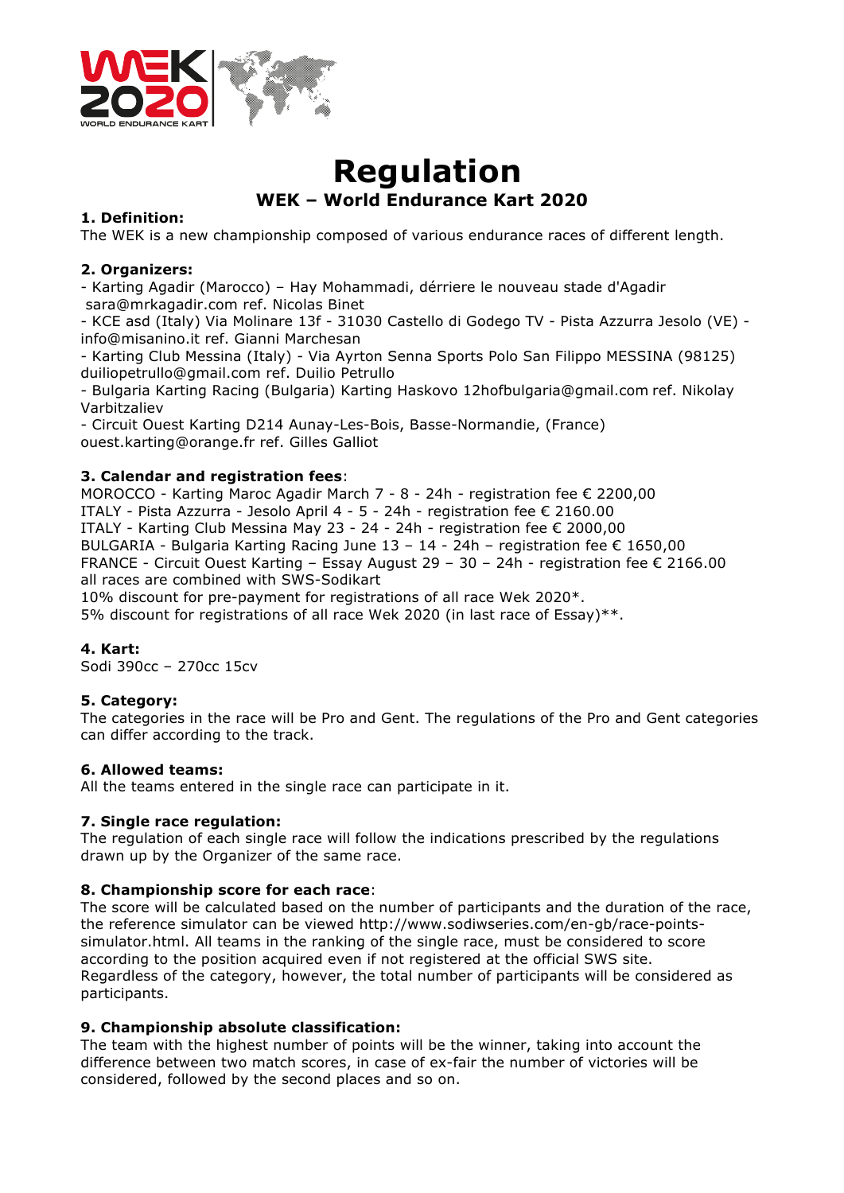# Regulation

## WEK – World Endurance Kart 2020

**1. Definition:**
The WEK is a new championship composed of various endurance races of different length.

**2. Organizers:**
- Karting Agadir (Marocco) – Hay Mohammadi, dérriere le nouveau stade d'Agadir sara@mrkagadir.com ref. Nicolas Binet
- KCE asd (Italy) Via Molinare 13f - 31030 Castello di Godego TV - Pista Azzurra Jesolo (VE) - info@misanino.it ref. Gianni Marchesan
- Karting Club Messina (Italy) - Via Ayrton Senna Sports Polo San Filippo MESSINA (98125) duiliopetrullo@gmail.com ref. Duilio Petrullo
- Bulgaria Karting Racing (Bulgaria) Karting Haskovo 12hofbulgaria@gmail.com ref. Nikolay Varbitzaliev
- Circuit Ouest Karting D214 Aunay-Les-Bois, Basse-Normandie, (France) ouest.karting@orange.fr ref. Gilles Galliot

**3. Calendar and registration fees**:
MOROCCO - Karting Maroc Agadir March 7 - 8 - 24h - registration fee € 2200,00
ITALY - Pista Azzurra - Jesolo April 4 - 5 - 24h - registration fee € 2160.00
ITALY - Karting Club Messina May 23 - 24 - 24h - registration fee € 2000,00
BULGARIA - Bulgaria Karting Racing June 13 – 14 - 24h – registration fee € 1650,00
FRANCE - Circuit Ouest Karting – Essay August 29 – 30 – 24h - registration fee € 2166.00
all races are combined with SWS-Sodikart
10% discount for pre-payment for registrations of all race Wek 2020*.
5% discount for registrations of all race Wek 2020 (in last race of Essay)**.

**4. Kart:**
Sodi 390cc – 270cc 15cv

**5. Category:**
The categories in the race will be Pro and Gent. The regulations of the Pro and Gent categories can differ according to the track.

**6. Allowed teams:**
All the teams entered in the single race can participate in it.

**7. Single race regulation:**
The regulation of each single race will follow the indications prescribed by the regulations drawn up by the Organizer of the same race.

**8. Championship score for each race**:
The score will be calculated based on the number of participants and the duration of the race, the reference simulator can be viewed http://www.sodiwseries.com/en-gb/race-points-simulator.html. All teams in the ranking of the single race, must be considered to score according to the position acquired even if not registered at the official SWS site.
Regardless of the category, however, the total number of participants will be considered as participants.

**9. Championship absolute classification:**
The team with the highest number of points will be the winner, taking into account the difference between two match scores, in case of ex-fair the number of victories will be considered, followed by the second places and so on.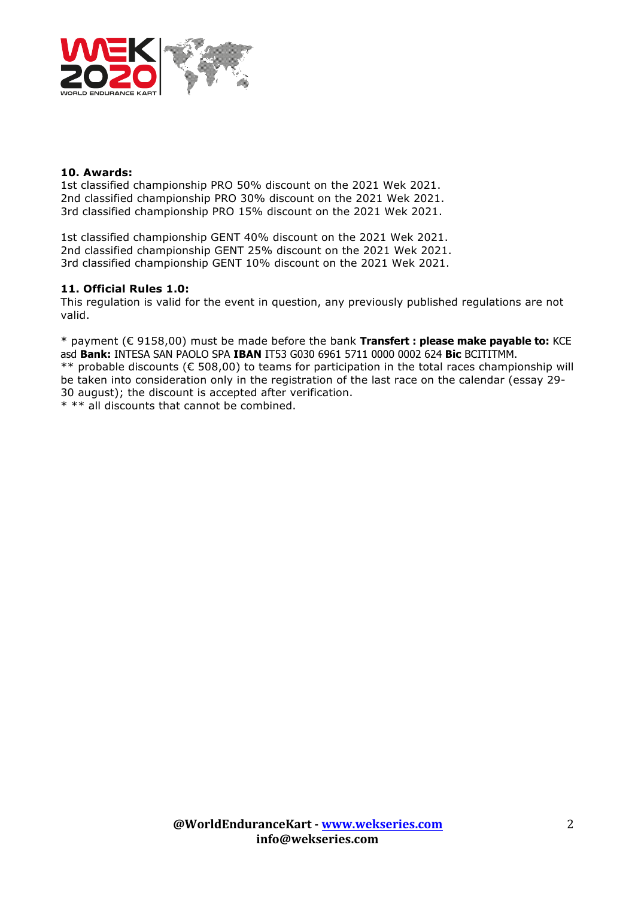**10. Awards:**
1st classified championship PRO 50% discount on the 2021 Wek 2021.
2nd classified championship PRO 30% discount on the 2021 Wek 2021.
3rd classified championship PRO 15% discount on the 2021 Wek 2021.

1st classified championship GENT 40% discount on the 2021 Wek 2021.
2nd classified championship GENT 25% discount on the 2021 Wek 2021.
3rd classified championship GENT 10% discount on the 2021 Wek 2021.

**11. Official Rules 1.0:**
This regulation is valid for the event in question, any previously published regulations are not valid.

* payment (€ 9158,00) must be made before the bank **Transfert : please make payable to:** KCE asd **Bank:** INTESA SAN PAOLO SPA **IBAN** IT53 G030 6961 5711 0000 0002 624 **Bic** BCITITMM.
** probable discounts (€ 508,00) to teams for participation in the total races championship will be taken into consideration only in the registration of the last race on the calendar (essay 29-30 august); the discount is accepted after verification.
* ** all discounts that cannot be combined.

**@WorldEnduranceKart - www.wekseries.com**
**info@wekseries.com**